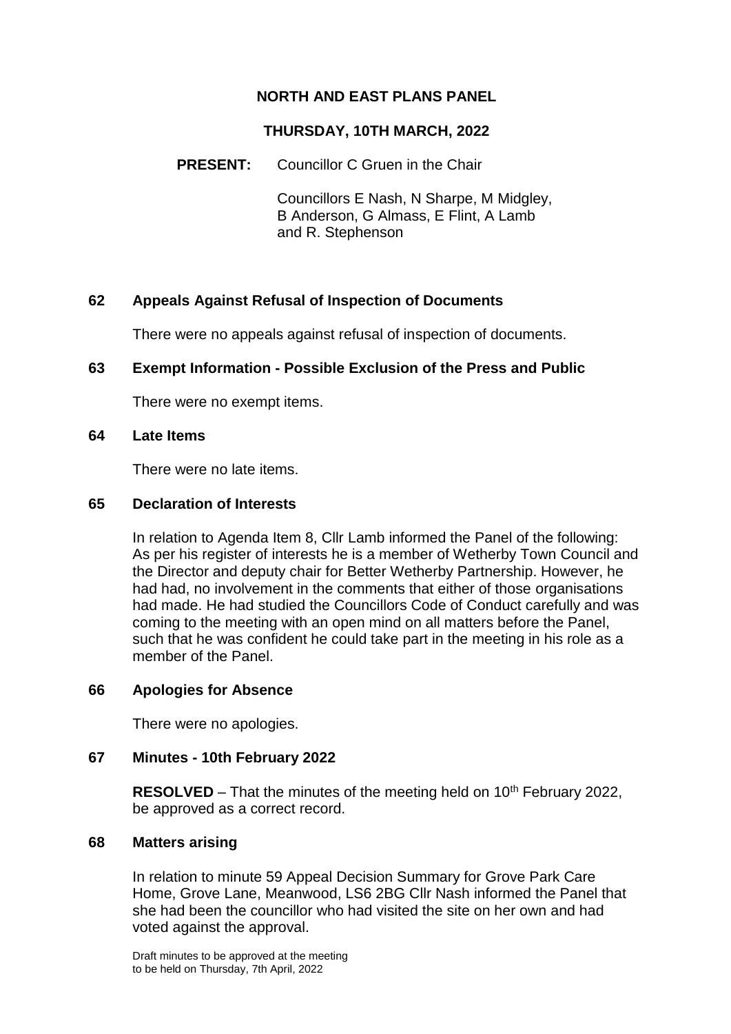# NORTH AND EAST PLANS PANEL

## THURSDAY, 10TH MARCH, 2022

**PRESENT:** Councillor C Gruen in the Chair

Councillors E Nash, N Sharpe, M Midgley, B Anderson, G Almass, E Flint, A Lamb and R. Stephenson

### 62 Appeals Against Refusal of Inspection of Documents

There were no appeals against refusal of inspection of documents.

### 63 Exempt Information - Possible Exclusion of the Press and Public

There were no exempt items.

### 64 Late Items

There were no late items.

### 65 Declaration of Interests

In relation to Agenda Item 8, Cllr Lamb informed the Panel of the following: As per his register of interests he is a member of Wetherby Town Council and the Director and deputy chair for Better Wetherby Partnership. However, he had had, no involvement in the comments that either of those organisations had made. He had studied the Councillors Code of Conduct carefully and was coming to the meeting with an open mind on all matters before the Panel, such that he was confident he could take part in the meeting in his role as a member of the Panel.

### 66 Apologies for Absence

There were no apologies.

### 67 Minutes - 10th February 2022

**RESOLVED** – That the minutes of the meeting held on 10th February 2022, be approved as a correct record.

### 68 Matters arising

In relation to minute 59 Appeal Decision Summary for Grove Park Care Home, Grove Lane, Meanwood, LS6 2BG Cllr Nash informed the Panel that she had been the councillor who had visited the site on her own and had voted against the approval.

Draft minutes to be approved at the meeting to be held on Thursday, 7th April, 2022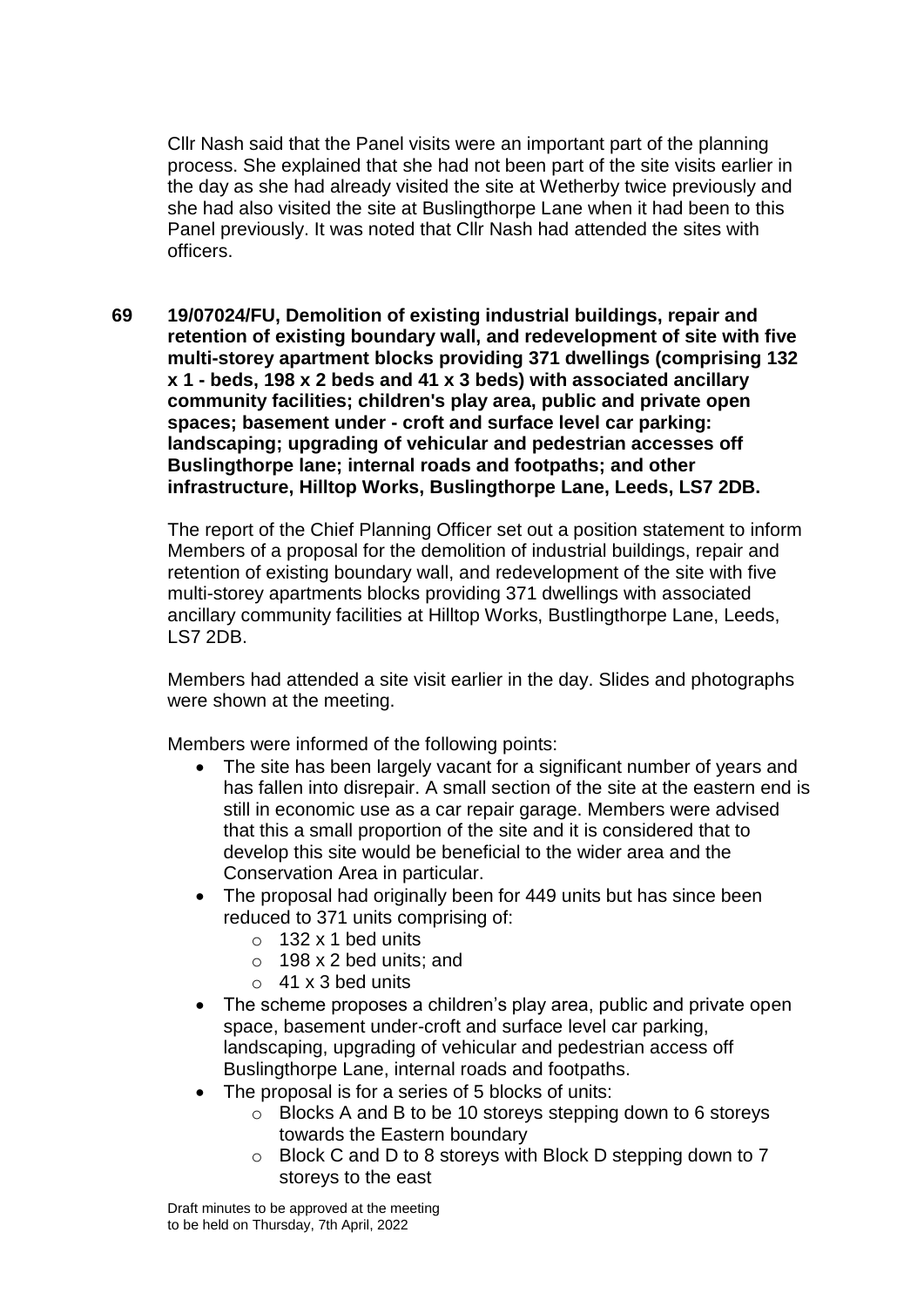Cllr Nash said that the Panel visits were an important part of the planning process. She explained that she had not been part of the site visits earlier in the day as she had already visited the site at Wetherby twice previously and she had also visited the site at Buslingthorpe Lane when it had been to this Panel previously. It was noted that Cllr Nash had attended the sites with officers.

**69 19/07024/FU, Demolition of existing industrial buildings, repair and retention of existing boundary wall, and redevelopment of site with five multi-storey apartment blocks providing 371 dwellings (comprising 132 x 1 - beds, 198 x 2 beds and 41 x 3 beds) with associated ancillary community facilities; children's play area, public and private open spaces; basement under - croft and surface level car parking: landscaping; upgrading of vehicular and pedestrian accesses off Buslingthorpe lane; internal roads and footpaths; and other infrastructure, Hilltop Works, Buslingthorpe Lane, Leeds, LS7 2DB.**

The report of the Chief Planning Officer set out a position statement to inform Members of a proposal for the demolition of industrial buildings, repair and retention of existing boundary wall, and redevelopment of the site with five multi-storey apartments blocks providing 371 dwellings with associated ancillary community facilities at Hilltop Works, Bustlingthorpe Lane, Leeds, LS7 2DB.

Members had attended a site visit earlier in the day. Slides and photographs were shown at the meeting.

Members were informed of the following points:

- The site has been largely vacant for a significant number of years and has fallen into disrepair. A small section of the site at the eastern end is still in economic use as a car repair garage. Members were advised that this a small proportion of the site and it is considered that to develop this site would be beneficial to the wider area and the Conservation Area in particular.
- The proposal had originally been for 449 units but has since been reduced to 371 units comprising of:
  - 132 x 1 bed units
  - 198 x 2 bed units; and
  - 41 x 3 bed units
- The scheme proposes a children's play area, public and private open space, basement under-croft and surface level car parking, landscaping, upgrading of vehicular and pedestrian access off Buslingthorpe Lane, internal roads and footpaths.
- The proposal is for a series of 5 blocks of units:
  - Blocks A and B to be 10 storeys stepping down to 6 storeys towards the Eastern boundary
  - Block C and D to 8 storeys with Block D stepping down to 7 storeys to the east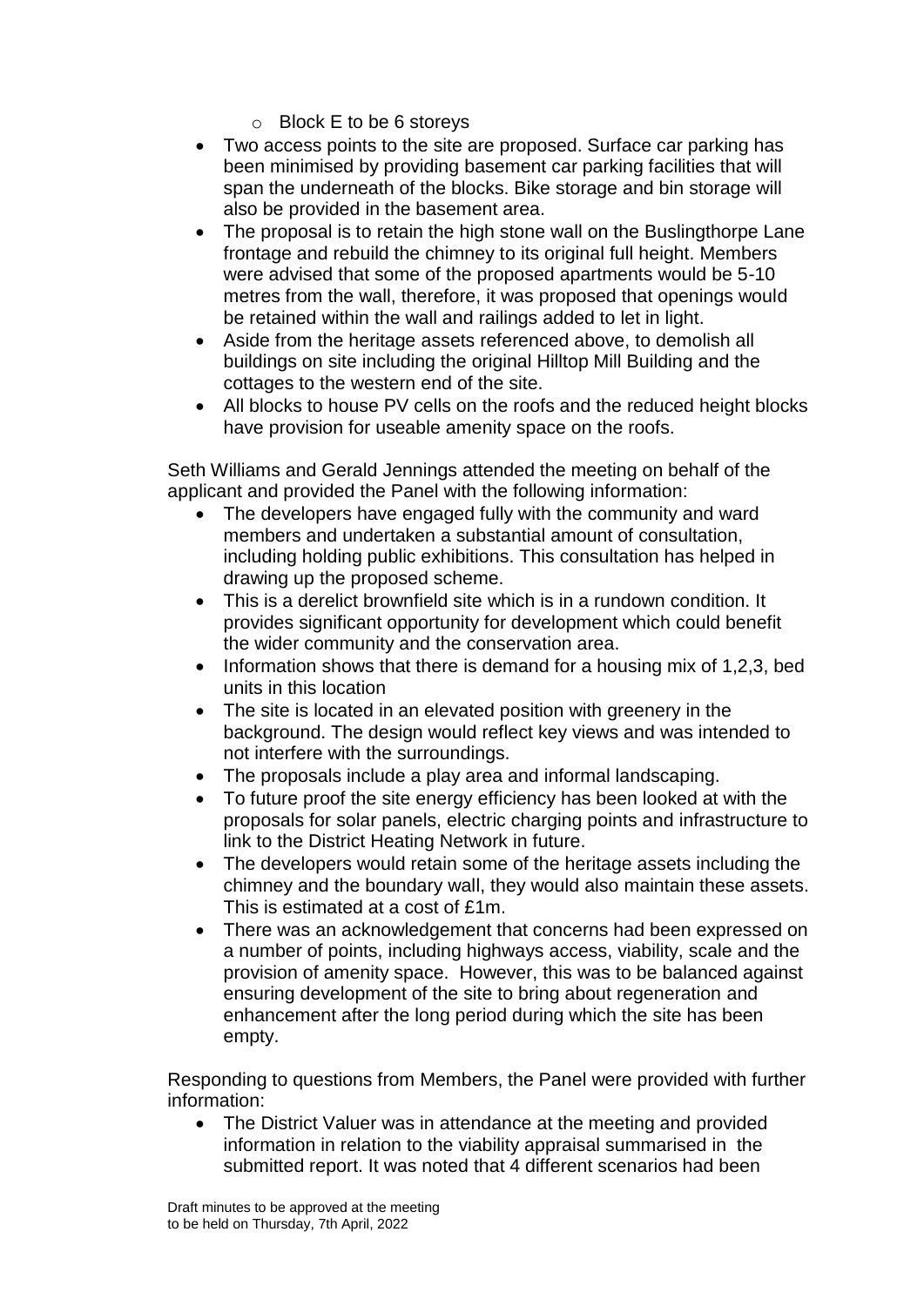- Block E to be 6 storeys
- Two access points to the site are proposed. Surface car parking has been minimised by providing basement car parking facilities that will span the underneath of the blocks. Bike storage and bin storage will also be provided in the basement area.
- The proposal is to retain the high stone wall on the Buslingthorpe Lane frontage and rebuild the chimney to its original full height. Members were advised that some of the proposed apartments would be 5-10 metres from the wall, therefore, it was proposed that openings would be retained within the wall and railings added to let in light.
- Aside from the heritage assets referenced above, to demolish all buildings on site including the original Hilltop Mill Building and the cottages to the western end of the site.
- All blocks to house PV cells on the roofs and the reduced height blocks have provision for useable amenity space on the roofs.

Seth Williams and Gerald Jennings attended the meeting on behalf of the applicant and provided the Panel with the following information:

- The developers have engaged fully with the community and ward members and undertaken a substantial amount of consultation, including holding public exhibitions. This consultation has helped in drawing up the proposed scheme.
- This is a derelict brownfield site which is in a rundown condition. It provides significant opportunity for development which could benefit the wider community and the conservation area.
- Information shows that there is demand for a housing mix of 1,2,3, bed units in this location
- The site is located in an elevated position with greenery in the background. The design would reflect key views and was intended to not interfere with the surroundings.
- The proposals include a play area and informal landscaping.
- To future proof the site energy efficiency has been looked at with the proposals for solar panels, electric charging points and infrastructure to link to the District Heating Network in future.
- The developers would retain some of the heritage assets including the chimney and the boundary wall, they would also maintain these assets. This is estimated at a cost of £1m.
- There was an acknowledgement that concerns had been expressed on a number of points, including highways access, viability, scale and the provision of amenity space. However, this was to be balanced against ensuring development of the site to bring about regeneration and enhancement after the long period during which the site has been empty.

Responding to questions from Members, the Panel were provided with further information:

- The District Valuer was in attendance at the meeting and provided information in relation to the viability appraisal summarised in the submitted report. It was noted that 4 different scenarios had been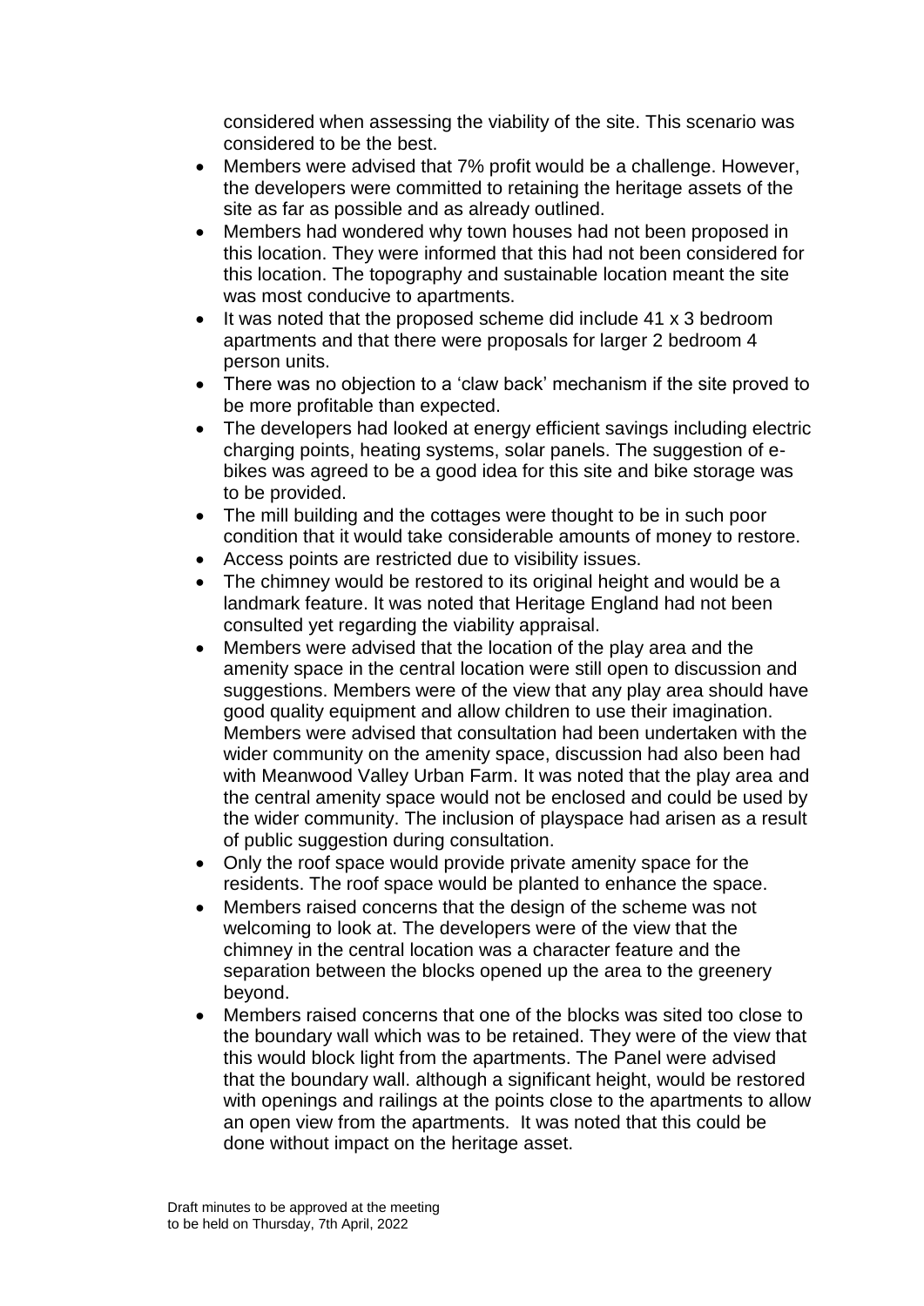considered when assessing the viability of the site. This scenario was considered to be the best.

- Members were advised that 7% profit would be a challenge. However, the developers were committed to retaining the heritage assets of the site as far as possible and as already outlined.
- Members had wondered why town houses had not been proposed in this location. They were informed that this had not been considered for this location. The topography and sustainable location meant the site was most conducive to apartments.
- It was noted that the proposed scheme did include 41 x 3 bedroom apartments and that there were proposals for larger 2 bedroom 4 person units.
- There was no objection to a 'claw back' mechanism if the site proved to be more profitable than expected.
- The developers had looked at energy efficient savings including electric charging points, heating systems, solar panels. The suggestion of e-bikes was agreed to be a good idea for this site and bike storage was to be provided.
- The mill building and the cottages were thought to be in such poor condition that it would take considerable amounts of money to restore.
- Access points are restricted due to visibility issues.
- The chimney would be restored to its original height and would be a landmark feature. It was noted that Heritage England had not been consulted yet regarding the viability appraisal.
- Members were advised that the location of the play area and the amenity space in the central location were still open to discussion and suggestions. Members were of the view that any play area should have good quality equipment and allow children to use their imagination. Members were advised that consultation had been undertaken with the wider community on the amenity space, discussion had also been had with Meanwood Valley Urban Farm. It was noted that the play area and the central amenity space would not be enclosed and could be used by the wider community. The inclusion of playspace had arisen as a result of public suggestion during consultation.
- Only the roof space would provide private amenity space for the residents. The roof space would be planted to enhance the space.
- Members raised concerns that the design of the scheme was not welcoming to look at. The developers were of the view that the chimney in the central location was a character feature and the separation between the blocks opened up the area to the greenery beyond.
- Members raised concerns that one of the blocks was sited too close to the boundary wall which was to be retained. They were of the view that this would block light from the apartments. The Panel were advised that the boundary wall. although a significant height, would be restored with openings and railings at the points close to the apartments to allow an open view from the apartments. It was noted that this could be done without impact on the heritage asset.

Draft minutes to be approved at the meeting to be held on Thursday, 7th April, 2022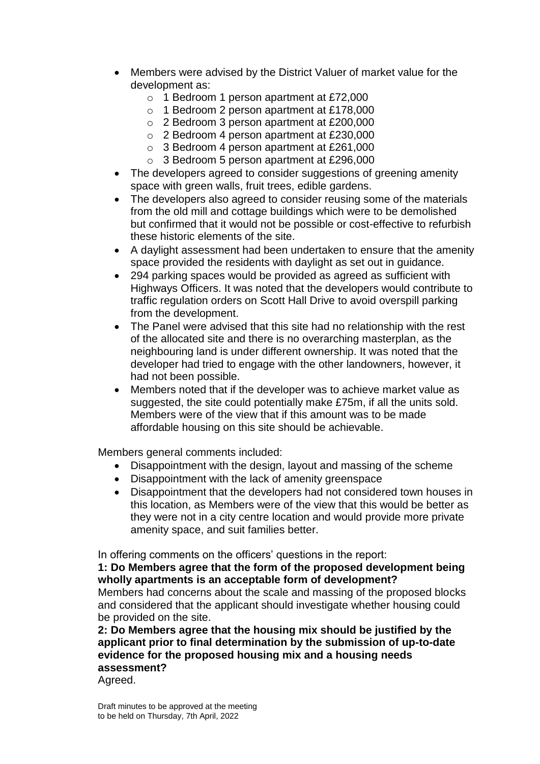- Members were advised by the District Valuer of market value for the development as:
    - 1 Bedroom 1 person apartment at £72,000
    - 1 Bedroom 2 person apartment at £178,000
    - 2 Bedroom 3 person apartment at £200,000
    - 2 Bedroom 4 person apartment at £230,000
    - 3 Bedroom 4 person apartment at £261,000
    - 3 Bedroom 5 person apartment at £296,000
- The developers agreed to consider suggestions of greening amenity space with green walls, fruit trees, edible gardens.
- The developers also agreed to consider reusing some of the materials from the old mill and cottage buildings which were to be demolished but confirmed that it would not be possible or cost-effective to refurbish these historic elements of the site.
- A daylight assessment had been undertaken to ensure that the amenity space provided the residents with daylight as set out in guidance.
- 294 parking spaces would be provided as agreed as sufficient with Highways Officers. It was noted that the developers would contribute to traffic regulation orders on Scott Hall Drive to avoid overspill parking from the development.
- The Panel were advised that this site had no relationship with the rest of the allocated site and there is no overarching masterplan, as the neighbouring land is under different ownership. It was noted that the developer had tried to engage with the other landowners, however, it had not been possible.
- Members noted that if the developer was to achieve market value as suggested, the site could potentially make £75m, if all the units sold. Members were of the view that if this amount was to be made affordable housing on this site should be achievable.

Members general comments included:

- Disappointment with the design, layout and massing of the scheme
- Disappointment with the lack of amenity greenspace
- Disappointment that the developers had not considered town houses in this location, as Members were of the view that this would be better as they were not in a city centre location and would provide more private amenity space, and suit families better.

In offering comments on the officers' questions in the report:

**1: Do Members agree that the form of the proposed development being wholly apartments is an acceptable form of development?**

Members had concerns about the scale and massing of the proposed blocks and considered that the applicant should investigate whether housing could be provided on the site.

**2: Do Members agree that the housing mix should be justified by the applicant prior to final determination by the submission of up-to-date evidence for the proposed housing mix and a housing needs assessment?**

Agreed.

Draft minutes to be approved at the meeting to be held on Thursday, 7th April, 2022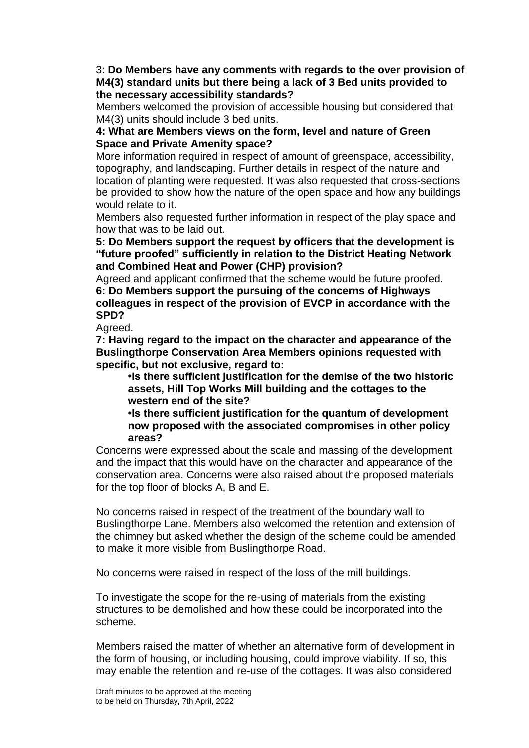3: **Do Members have any comments with regards to the over provision of M4(3) standard units but there being a lack of 3 Bed units provided to the necessary accessibility standards?**

Members welcomed the provision of accessible housing but considered that M4(3) units should include 3 bed units.

**4: What are Members views on the form, level and nature of Green Space and Private Amenity space?**

More information required in respect of amount of greenspace, accessibility, topography, and landscaping. Further details in respect of the nature and location of planting were requested. It was also requested that cross-sections be provided to show how the nature of the open space and how any buildings would relate to it.

Members also requested further information in respect of the play space and how that was to be laid out.

**5: Do Members support the request by officers that the development is "future proofed" sufficiently in relation to the District Heating Network and Combined Heat and Power (CHP) provision?**

Agreed and applicant confirmed that the scheme would be future proofed.

**6: Do Members support the pursuing of the concerns of Highways colleagues in respect of the provision of EVCP in accordance with the SPD?**

Agreed.

**7: Having regard to the impact on the character and appearance of the Buslingthorpe Conservation Area Members opinions requested with specific, but not exclusive, regard to:**

- **Is there sufficient justification for the demise of the two historic assets, Hill Top Works Mill building and the cottages to the western end of the site?**
- **Is there sufficient justification for the quantum of development now proposed with the associated compromises in other policy areas?**

Concerns were expressed about the scale and massing of the development and the impact that this would have on the character and appearance of the conservation area. Concerns were also raised about the proposed materials for the top floor of blocks A, B and E.

No concerns raised in respect of the treatment of the boundary wall to Buslingthorpe Lane. Members also welcomed the retention and extension of the chimney but asked whether the design of the scheme could be amended to make it more visible from Buslingthorpe Road.

No concerns were raised in respect of the loss of the mill buildings.

To investigate the scope for the re-using of materials from the existing structures to be demolished and how these could be incorporated into the scheme.

Members raised the matter of whether an alternative form of development in the form of housing, or including housing, could improve viability. If so, this may enable the retention and re-use of the cottages. It was also considered

Draft minutes to be approved at the meeting to be held on Thursday, 7th April, 2022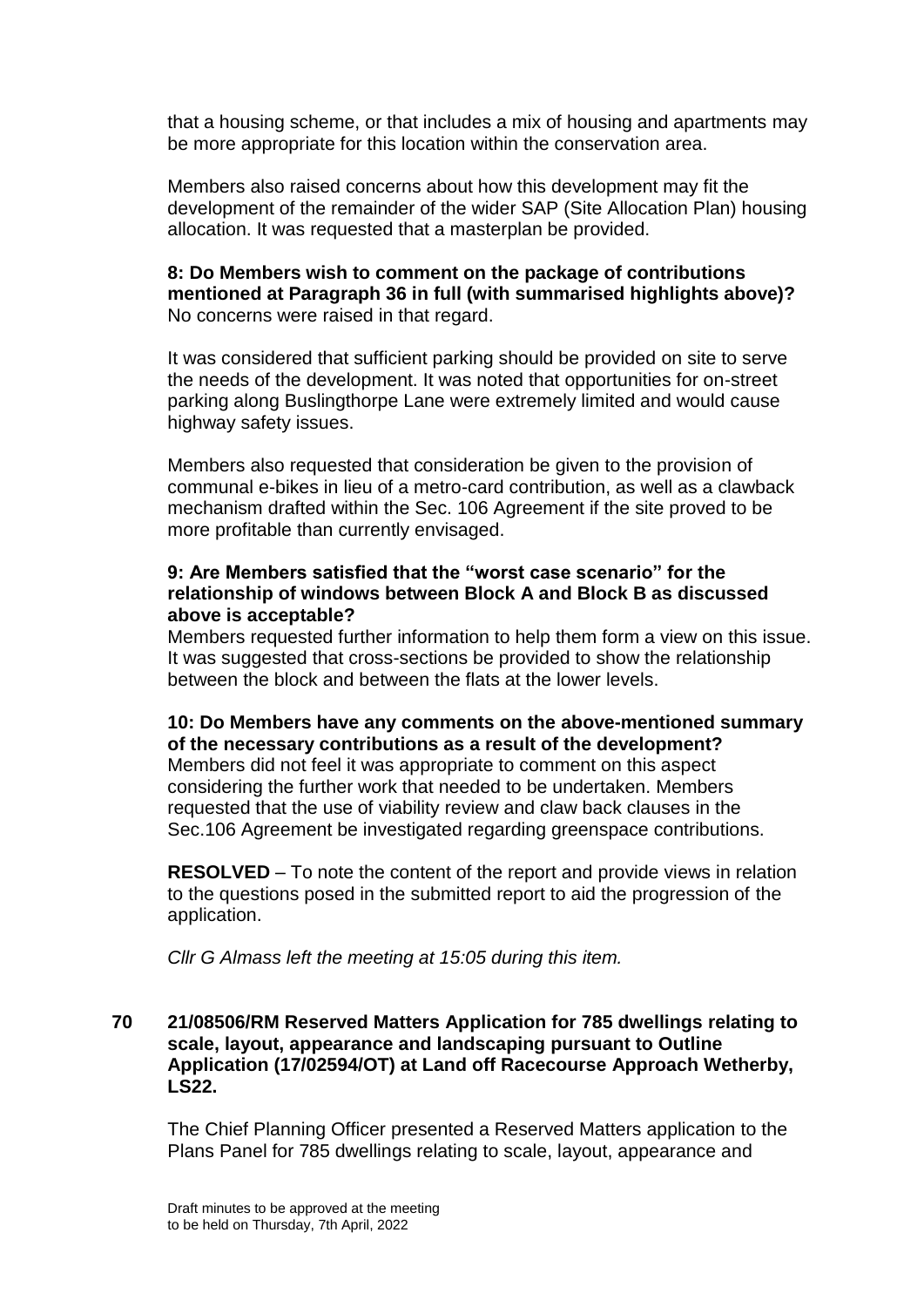that a housing scheme, or that includes a mix of housing and apartments may be more appropriate for this location within the conservation area.

Members also raised concerns about how this development may fit the development of the remainder of the wider SAP (Site Allocation Plan) housing allocation. It was requested that a masterplan be provided.

**8: Do Members wish to comment on the package of contributions mentioned at Paragraph 36 in full (with summarised highlights above)?**
No concerns were raised in that regard.

It was considered that sufficient parking should be provided on site to serve the needs of the development. It was noted that opportunities for on-street parking along Buslingthorpe Lane were extremely limited and would cause highway safety issues.

Members also requested that consideration be given to the provision of communal e-bikes in lieu of a metro-card contribution, as well as a clawback mechanism drafted within the Sec. 106 Agreement if the site proved to be more profitable than currently envisaged.

**9: Are Members satisfied that the "worst case scenario" for the relationship of windows between Block A and Block B as discussed above is acceptable?**
Members requested further information to help them form a view on this issue. It was suggested that cross-sections be provided to show the relationship between the block and between the flats at the lower levels.

**10: Do Members have any comments on the above-mentioned summary of the necessary contributions as a result of the development?**
Members did not feel it was appropriate to comment on this aspect considering the further work that needed to be undertaken. Members requested that the use of viability review and claw back clauses in the Sec.106 Agreement be investigated regarding greenspace contributions.

**RESOLVED** – To note the content of the report and provide views in relation to the questions posed in the submitted report to aid the progression of the application.

*Cllr G Almass left the meeting at 15:05 during this item.*

**70 21/08506/RM Reserved Matters Application for 785 dwellings relating to scale, layout, appearance and landscaping pursuant to Outline Application (17/02594/OT) at Land off Racecourse Approach Wetherby, LS22.**

The Chief Planning Officer presented a Reserved Matters application to the Plans Panel for 785 dwellings relating to scale, layout, appearance and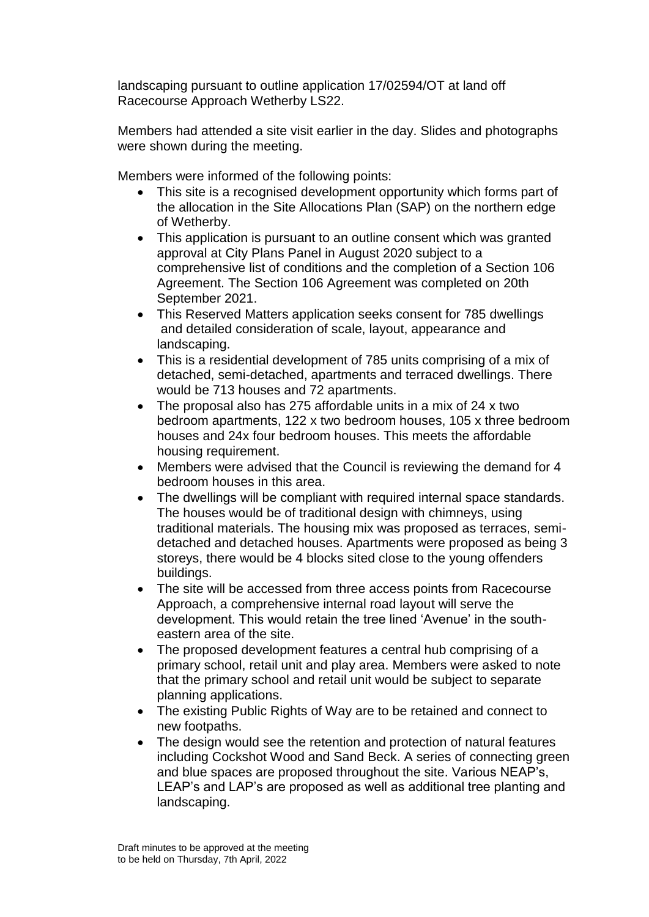landscaping pursuant to outline application 17/02594/OT at land off Racecourse Approach Wetherby LS22.

Members had attended a site visit earlier in the day. Slides and photographs were shown during the meeting.

Members were informed of the following points:

- This site is a recognised development opportunity which forms part of the allocation in the Site Allocations Plan (SAP) on the northern edge of Wetherby.
- This application is pursuant to an outline consent which was granted approval at City Plans Panel in August 2020 subject to a comprehensive list of conditions and the completion of a Section 106 Agreement. The Section 106 Agreement was completed on 20th September 2021.
- This Reserved Matters application seeks consent for 785 dwellings and detailed consideration of scale, layout, appearance and landscaping.
- This is a residential development of 785 units comprising of a mix of detached, semi-detached, apartments and terraced dwellings. There would be 713 houses and 72 apartments.
- The proposal also has 275 affordable units in a mix of 24 x two bedroom apartments, 122 x two bedroom houses, 105 x three bedroom houses and 24x four bedroom houses. This meets the affordable housing requirement.
- Members were advised that the Council is reviewing the demand for 4 bedroom houses in this area.
- The dwellings will be compliant with required internal space standards. The houses would be of traditional design with chimneys, using traditional materials. The housing mix was proposed as terraces, semi-detached and detached houses. Apartments were proposed as being 3 storeys, there would be 4 blocks sited close to the young offenders buildings.
- The site will be accessed from three access points from Racecourse Approach, a comprehensive internal road layout will serve the development. This would retain the tree lined 'Avenue' in the south-eastern area of the site.
- The proposed development features a central hub comprising of a primary school, retail unit and play area. Members were asked to note that the primary school and retail unit would be subject to separate planning applications.
- The existing Public Rights of Way are to be retained and connect to new footpaths.
- The design would see the retention and protection of natural features including Cockshot Wood and Sand Beck. A series of connecting green and blue spaces are proposed throughout the site. Various NEAP's, LEAP's and LAP's are proposed as well as additional tree planting and landscaping.

Draft minutes to be approved at the meeting to be held on Thursday, 7th April, 2022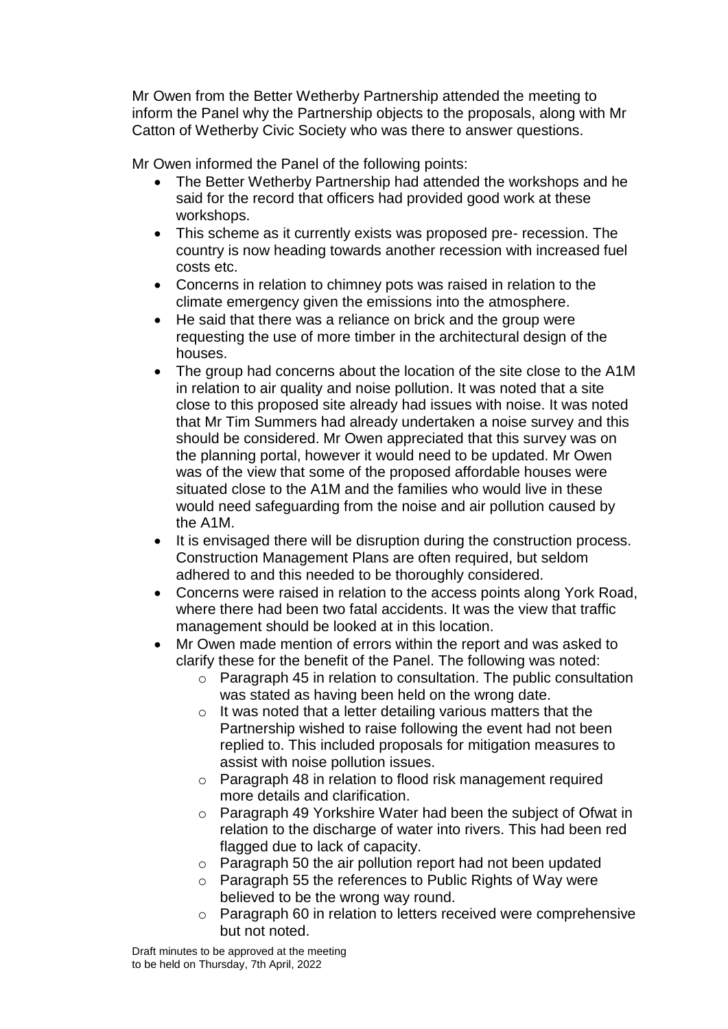Mr Owen from the Better Wetherby Partnership attended the meeting to inform the Panel why the Partnership objects to the proposals, along with Mr Catton of Wetherby Civic Society who was there to answer questions.

Mr Owen informed the Panel of the following points:

- The Better Wetherby Partnership had attended the workshops and he said for the record that officers had provided good work at these workshops.
- This scheme as it currently exists was proposed pre- recession. The country is now heading towards another recession with increased fuel costs etc.
- Concerns in relation to chimney pots was raised in relation to the climate emergency given the emissions into the atmosphere.
- He said that there was a reliance on brick and the group were requesting the use of more timber in the architectural design of the houses.
- The group had concerns about the location of the site close to the A1M in relation to air quality and noise pollution. It was noted that a site close to this proposed site already had issues with noise. It was noted that Mr Tim Summers had already undertaken a noise survey and this should be considered. Mr Owen appreciated that this survey was on the planning portal, however it would need to be updated. Mr Owen was of the view that some of the proposed affordable houses were situated close to the A1M and the families who would live in these would need safeguarding from the noise and air pollution caused by the A1M.
- It is envisaged there will be disruption during the construction process. Construction Management Plans are often required, but seldom adhered to and this needed to be thoroughly considered.
- Concerns were raised in relation to the access points along York Road, where there had been two fatal accidents. It was the view that traffic management should be looked at in this location.
- Mr Owen made mention of errors within the report and was asked to clarify these for the benefit of the Panel. The following was noted:
  - Paragraph 45 in relation to consultation. The public consultation was stated as having been held on the wrong date.
  - It was noted that a letter detailing various matters that the Partnership wished to raise following the event had not been replied to. This included proposals for mitigation measures to assist with noise pollution issues.
  - Paragraph 48 in relation to flood risk management required more details and clarification.
  - Paragraph 49 Yorkshire Water had been the subject of Ofwat in relation to the discharge of water into rivers. This had been red flagged due to lack of capacity.
  - Paragraph 50 the air pollution report had not been updated
  - Paragraph 55 the references to Public Rights of Way were believed to be the wrong way round.
  - Paragraph 60 in relation to letters received were comprehensive but not noted.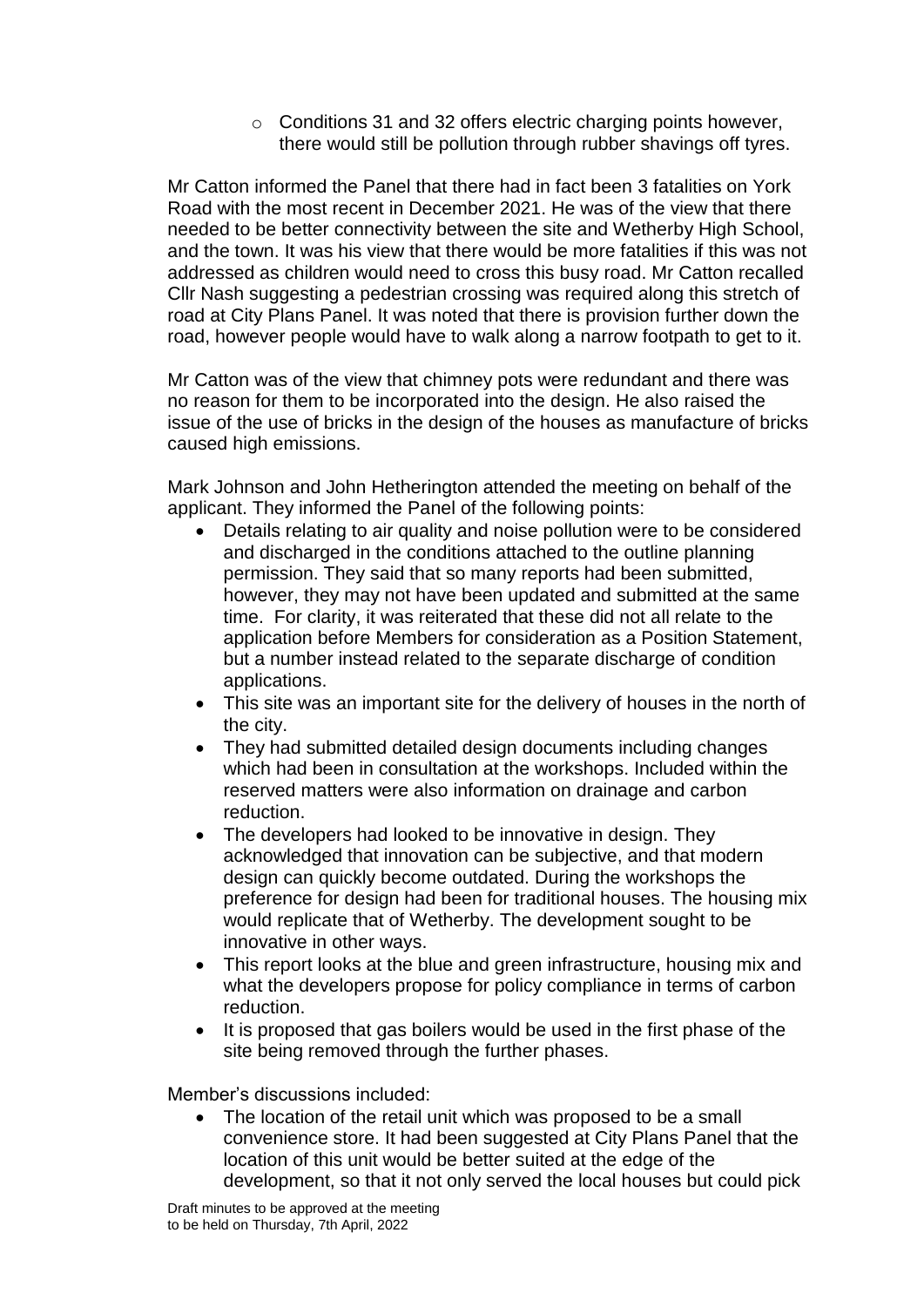- Conditions 31 and 32 offers electric charging points however, there would still be pollution through rubber shavings off tyres.

Mr Catton informed the Panel that there had in fact been 3 fatalities on York Road with the most recent in December 2021. He was of the view that there needed to be better connectivity between the site and Wetherby High School, and the town. It was his view that there would be more fatalities if this was not addressed as children would need to cross this busy road. Mr Catton recalled Cllr Nash suggesting a pedestrian crossing was required along this stretch of road at City Plans Panel. It was noted that there is provision further down the road, however people would have to walk along a narrow footpath to get to it.

Mr Catton was of the view that chimney pots were redundant and there was no reason for them to be incorporated into the design. He also raised the issue of the use of bricks in the design of the houses as manufacture of bricks caused high emissions.

Mark Johnson and John Hetherington attended the meeting on behalf of the applicant. They informed the Panel of the following points:

- Details relating to air quality and noise pollution were to be considered and discharged in the conditions attached to the outline planning permission. They said that so many reports had been submitted, however, they may not have been updated and submitted at the same time. For clarity, it was reiterated that these did not all relate to the application before Members for consideration as a Position Statement, but a number instead related to the separate discharge of condition applications.
- This site was an important site for the delivery of houses in the north of the city.
- They had submitted detailed design documents including changes which had been in consultation at the workshops. Included within the reserved matters were also information on drainage and carbon reduction.
- The developers had looked to be innovative in design. They acknowledged that innovation can be subjective, and that modern design can quickly become outdated. During the workshops the preference for design had been for traditional houses. The housing mix would replicate that of Wetherby. The development sought to be innovative in other ways.
- This report looks at the blue and green infrastructure, housing mix and what the developers propose for policy compliance in terms of carbon reduction.
- It is proposed that gas boilers would be used in the first phase of the site being removed through the further phases.

Member's discussions included:

- The location of the retail unit which was proposed to be a small convenience store. It had been suggested at City Plans Panel that the location of this unit would be better suited at the edge of the development, so that it not only served the local houses but could pick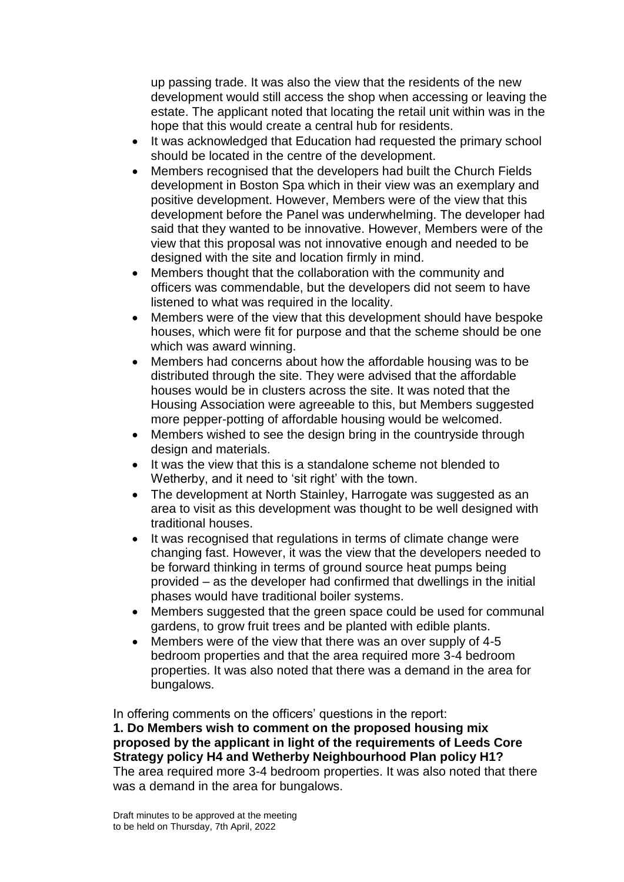up passing trade. It was also the view that the residents of the new development would still access the shop when accessing or leaving the estate. The applicant noted that locating the retail unit within was in the hope that this would create a central hub for residents.

- It was acknowledged that Education had requested the primary school should be located in the centre of the development.
- Members recognised that the developers had built the Church Fields development in Boston Spa which in their view was an exemplary and positive development. However, Members were of the view that this development before the Panel was underwhelming. The developer had said that they wanted to be innovative. However, Members were of the view that this proposal was not innovative enough and needed to be designed with the site and location firmly in mind.
- Members thought that the collaboration with the community and officers was commendable, but the developers did not seem to have listened to what was required in the locality.
- Members were of the view that this development should have bespoke houses, which were fit for purpose and that the scheme should be one which was award winning.
- Members had concerns about how the affordable housing was to be distributed through the site. They were advised that the affordable houses would be in clusters across the site. It was noted that the Housing Association were agreeable to this, but Members suggested more pepper-potting of affordable housing would be welcomed.
- Members wished to see the design bring in the countryside through design and materials.
- It was the view that this is a standalone scheme not blended to Wetherby, and it need to 'sit right' with the town.
- The development at North Stainley, Harrogate was suggested as an area to visit as this development was thought to be well designed with traditional houses.
- It was recognised that regulations in terms of climate change were changing fast. However, it was the view that the developers needed to be forward thinking in terms of ground source heat pumps being provided – as the developer had confirmed that dwellings in the initial phases would have traditional boiler systems.
- Members suggested that the green space could be used for communal gardens, to grow fruit trees and be planted with edible plants.
- Members were of the view that there was an over supply of 4-5 bedroom properties and that the area required more 3-4 bedroom properties. It was also noted that there was a demand in the area for bungalows.

In offering comments on the officers' questions in the report:

**1. Do Members wish to comment on the proposed housing mix proposed by the applicant in light of the requirements of Leeds Core Strategy policy H4 and Wetherby Neighbourhood Plan policy H1?**

The area required more 3-4 bedroom properties. It was also noted that there was a demand in the area for bungalows.

Draft minutes to be approved at the meeting
to be held on Thursday, 7th April, 2022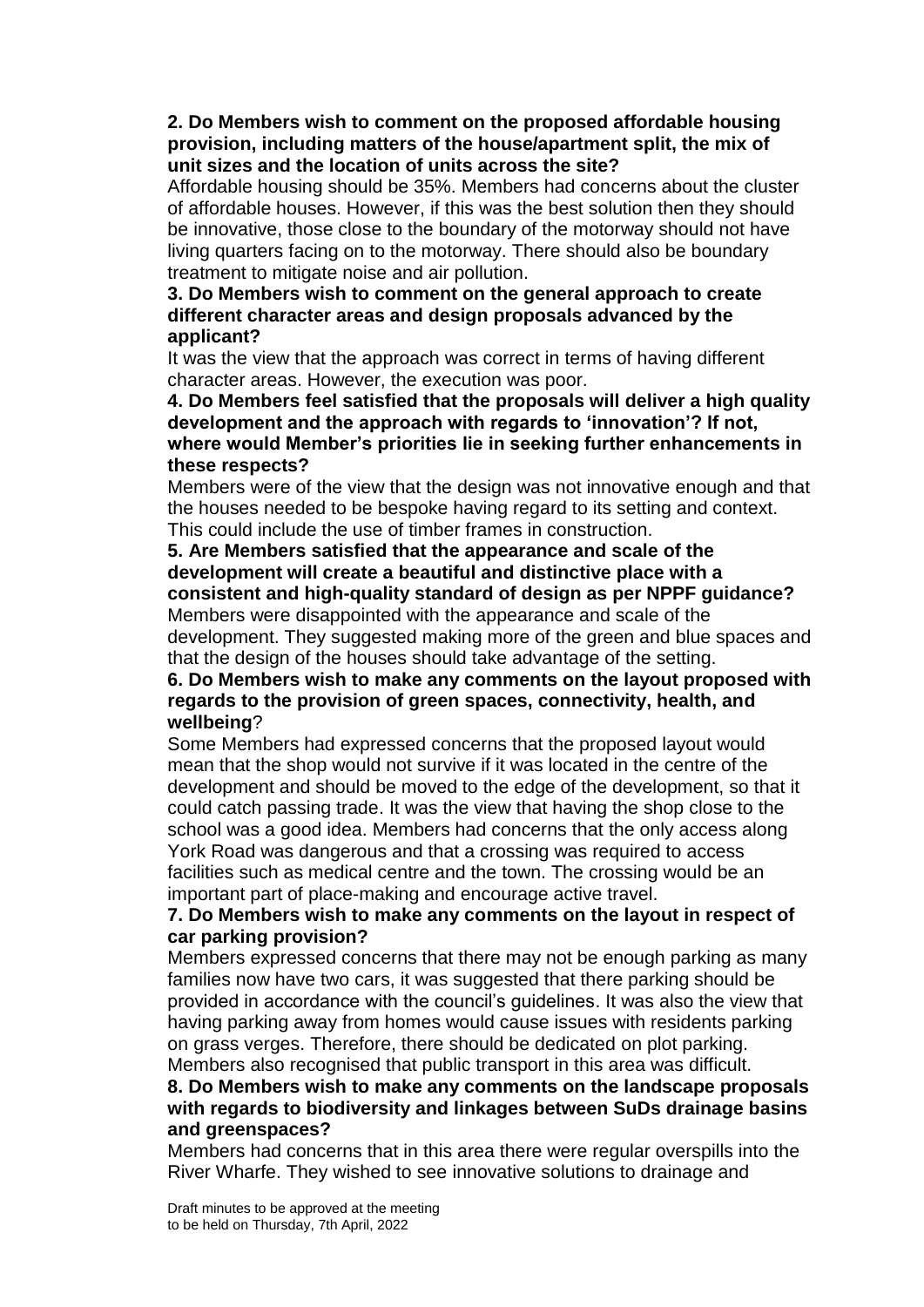**2. Do Members wish to comment on the proposed affordable housing provision, including matters of the house/apartment split, the mix of unit sizes and the location of units across the site?**

Affordable housing should be 35%. Members had concerns about the cluster of affordable houses. However, if this was the best solution then they should be innovative, those close to the boundary of the motorway should not have living quarters facing on to the motorway. There should also be boundary treatment to mitigate noise and air pollution.

**3. Do Members wish to comment on the general approach to create different character areas and design proposals advanced by the applicant?**

It was the view that the approach was correct in terms of having different character areas. However, the execution was poor.

**4. Do Members feel satisfied that the proposals will deliver a high quality development and the approach with regards to 'innovation'? If not, where would Member's priorities lie in seeking further enhancements in these respects?**

Members were of the view that the design was not innovative enough and that the houses needed to be bespoke having regard to its setting and context. This could include the use of timber frames in construction.

**5. Are Members satisfied that the appearance and scale of the development will create a beautiful and distinctive place with a consistent and high-quality standard of design as per NPPF guidance?**

Members were disappointed with the appearance and scale of the development. They suggested making more of the green and blue spaces and that the design of the houses should take advantage of the setting.

**6. Do Members wish to make any comments on the layout proposed with regards to the provision of green spaces, connectivity, health, and wellbeing**?

Some Members had expressed concerns that the proposed layout would mean that the shop would not survive if it was located in the centre of the development and should be moved to the edge of the development, so that it could catch passing trade. It was the view that having the shop close to the school was a good idea. Members had concerns that the only access along York Road was dangerous and that a crossing was required to access facilities such as medical centre and the town. The crossing would be an important part of place-making and encourage active travel.

**7. Do Members wish to make any comments on the layout in respect of car parking provision?**

Members expressed concerns that there may not be enough parking as many families now have two cars, it was suggested that there parking should be provided in accordance with the council's guidelines. It was also the view that having parking away from homes would cause issues with residents parking on grass verges. Therefore, there should be dedicated on plot parking. Members also recognised that public transport in this area was difficult.

**8. Do Members wish to make any comments on the landscape proposals with regards to biodiversity and linkages between SuDs drainage basins and greenspaces?**

Members had concerns that in this area there were regular overspills into the River Wharfe. They wished to see innovative solutions to drainage and

Draft minutes to be approved at the meeting to be held on Thursday, 7th April, 2022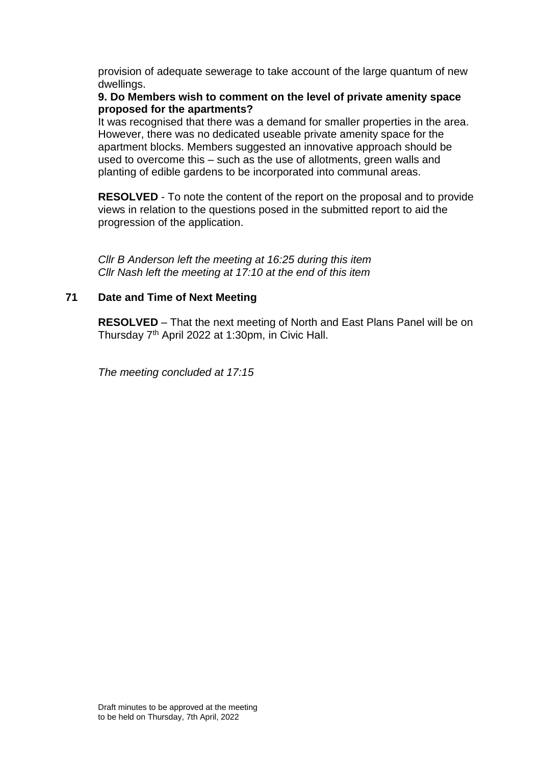provision of adequate sewerage to take account of the large quantum of new dwellings.

**9. Do Members wish to comment on the level of private amenity space proposed for the apartments?**

It was recognised that there was a demand for smaller properties in the area. However, there was no dedicated useable private amenity space for the apartment blocks. Members suggested an innovative approach should be used to overcome this – such as the use of allotments, green walls and planting of edible gardens to be incorporated into communal areas.

**RESOLVED** - To note the content of the report on the proposal and to provide views in relation to the questions posed in the submitted report to aid the progression of the application.

*Cllr B Anderson left the meeting at 16:25 during this item*
*Cllr Nash left the meeting at 17:10 at the end of this item*

## 71 Date and Time of Next Meeting

**RESOLVED** – That the next meeting of North and East Plans Panel will be on Thursday 7th April 2022 at 1:30pm, in Civic Hall.

*The meeting concluded at 17:15*

Draft minutes to be approved at the meeting to be held on Thursday, 7th April, 2022